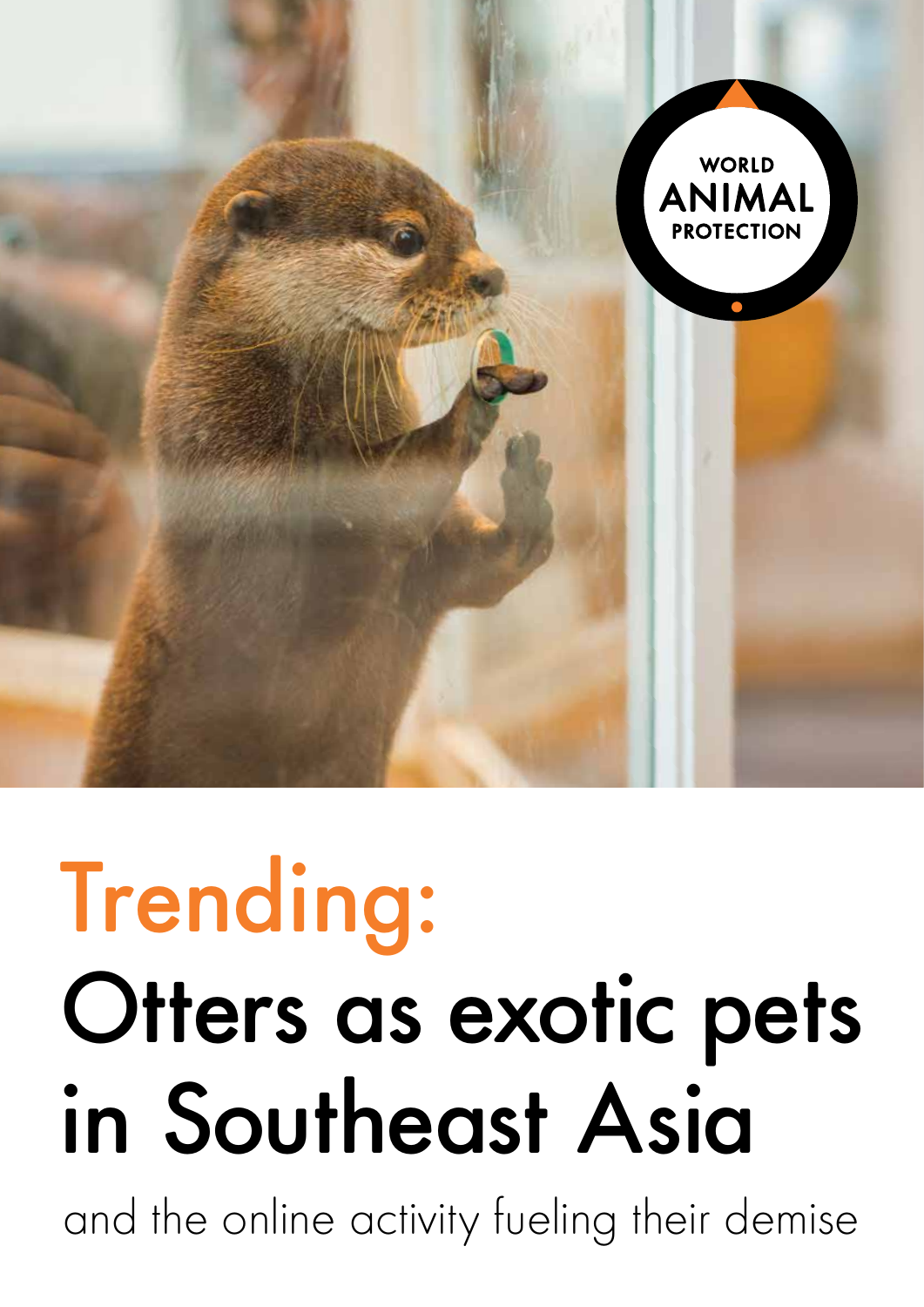WORLD ANIMAL PROTECTION

# Trending:

# Otters as exotic pets in Southeast Asia

and the online activity fueling their demise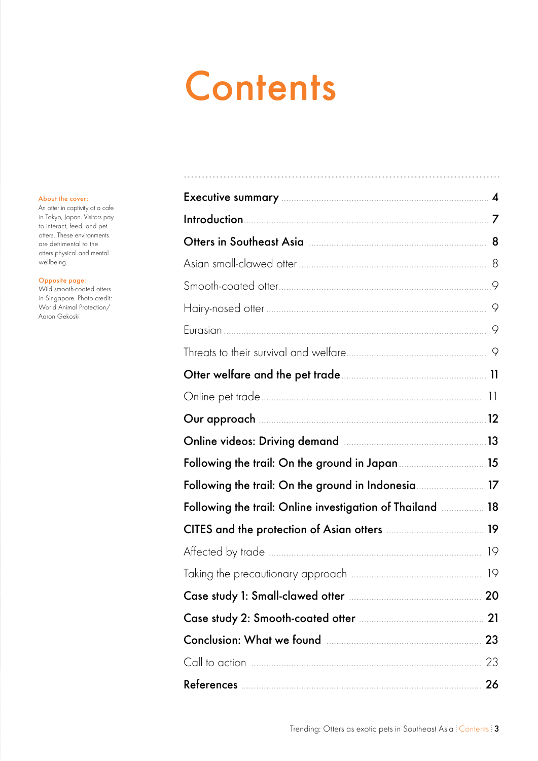# Contents

**About the cover:**
An otter in captivity at a cafe in Tokyo, Japan. Visitors pay to interact, feed, and pet otters. These environments are detrimental to the otters physical and mental wellbeing.

**Opposite page:**
Wild smooth-coated otters in Singapore. Photo credit: World Animal Protection/ Aaron Gekoski

| | |
|---|---|
| **Executive summary** | **4** |
| **Introduction** | **7** |
| **Otters in Southeast Asia** | **8** |
| Asian small-clawed otter | 8 |
| Smooth-coated otter | 9 |
| Hairy-nosed otter | 9 |
| Eurasian | 9 |
| Threats to their survival and welfare | 9 |
| **Otter welfare and the pet trade** | **11** |
| Online pet trade | 11 |
| **Our approach** | **12** |
| **Online videos: Driving demand** | **13** |
| **Following the trail: On the ground in Japan** | **15** |
| **Following the trail: On the ground in Indonesia** | **17** |
| **Following the trail: Online investigation of Thailand** | **18** |
| **CITES and the protection of Asian otters** | **19** |
| Affected by trade | 19 |
| Taking the precautionary approach | 19 |
| **Case study 1: Small-clawed otter** | **20** |
| **Case study 2: Smooth-coated otter** | **21** |
| **Conclusion: What we found** | **23** |
| Call to action | 23 |
| **References** | **26** |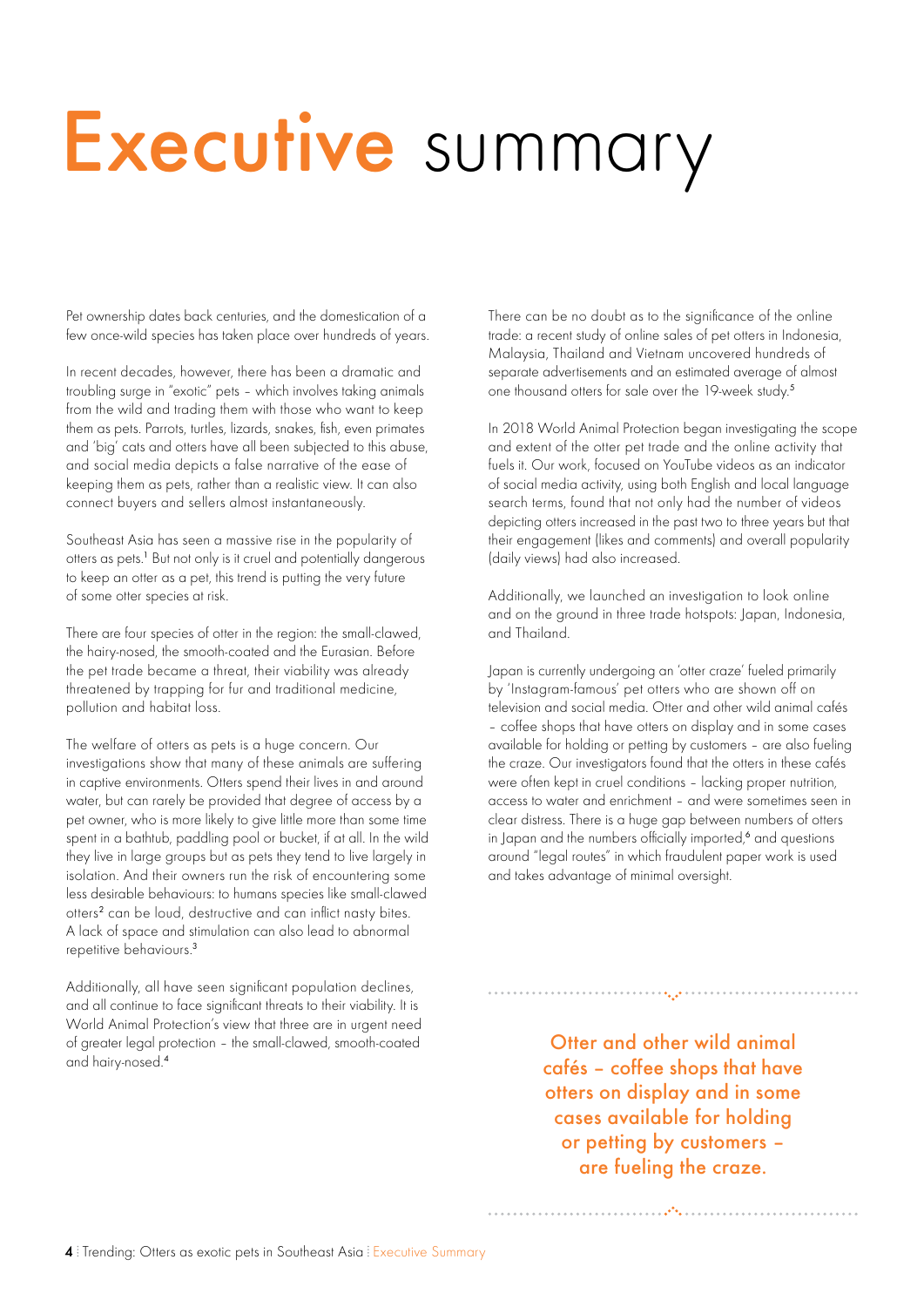# Executive summary

Pet ownership dates back centuries, and the domestication of a few once-wild species has taken place over hundreds of years.

In recent decades, however, there has been a dramatic and troubling surge in "exotic" pets – which involves taking animals from the wild and trading them with those who want to keep them as pets. Parrots, turtles, lizards, snakes, fish, even primates and 'big' cats and otters have all been subjected to this abuse, and social media depicts a false narrative of the ease of keeping them as pets, rather than a realistic view. It can also connect buyers and sellers almost instantaneously.

Southeast Asia has seen a massive rise in the popularity of otters as pets.[1] But not only is it cruel and potentially dangerous to keep an otter as a pet, this trend is putting the very future of some otter species at risk.

There are four species of otter in the region: the small-clawed, the hairy-nosed, the smooth-coated and the Eurasian. Before the pet trade became a threat, their viability was already threatened by trapping for fur and traditional medicine, pollution and habitat loss.

The welfare of otters as pets is a huge concern. Our investigations show that many of these animals are suffering in captive environments. Otters spend their lives in and around water, but can rarely be provided that degree of access by a pet owner, who is more likely to give little more than some time spent in a bathtub, paddling pool or bucket, if at all. In the wild they live in large groups but as pets they tend to live largely in isolation. And their owners run the risk of encountering some less desirable behaviours: to humans species like small-clawed otters[2] can be loud, destructive and can inflict nasty bites. A lack of space and stimulation can also lead to abnormal repetitive behaviours.[3]

Additionally, all have seen significant population declines, and all continue to face significant threats to their viability. It is World Animal Protection's view that three are in urgent need of greater legal protection – the small-clawed, smooth-coated and hairy-nosed.[4]

There can be no doubt as to the significance of the online trade: a recent study of online sales of pet otters in Indonesia, Malaysia, Thailand and Vietnam uncovered hundreds of separate advertisements and an estimated average of almost one thousand otters for sale over the 19-week study.[5]

In 2018 World Animal Protection began investigating the scope and extent of the otter pet trade and the online activity that fuels it. Our work, focused on YouTube videos as an indicator of social media activity, using both English and local language search terms, found that not only had the number of videos depicting otters increased in the past two to three years but that their engagement (likes and comments) and overall popularity (daily views) had also increased.

Additionally, we launched an investigation to look online and on the ground in three trade hotspots: Japan, Indonesia, and Thailand.

Japan is currently undergoing an 'otter craze' fueled primarily by 'Instagram-famous' pet otters who are shown off on television and social media. Otter and other wild animal cafés – coffee shops that have otters on display and in some cases available for holding or petting by customers – are also fueling the craze. Our investigators found that the otters in these cafés were often kept in cruel conditions – lacking proper nutrition, access to water and enrichment – and were sometimes seen in clear distress. There is a huge gap between numbers of otters in Japan and the numbers officially imported,[6] and questions around "legal routes" in which fraudulent paper work is used and takes advantage of minimal oversight.

> **Otter and other wild animal cafés – coffee shops that have otters on display and in some cases available for holding or petting by customers – are fueling the craze.**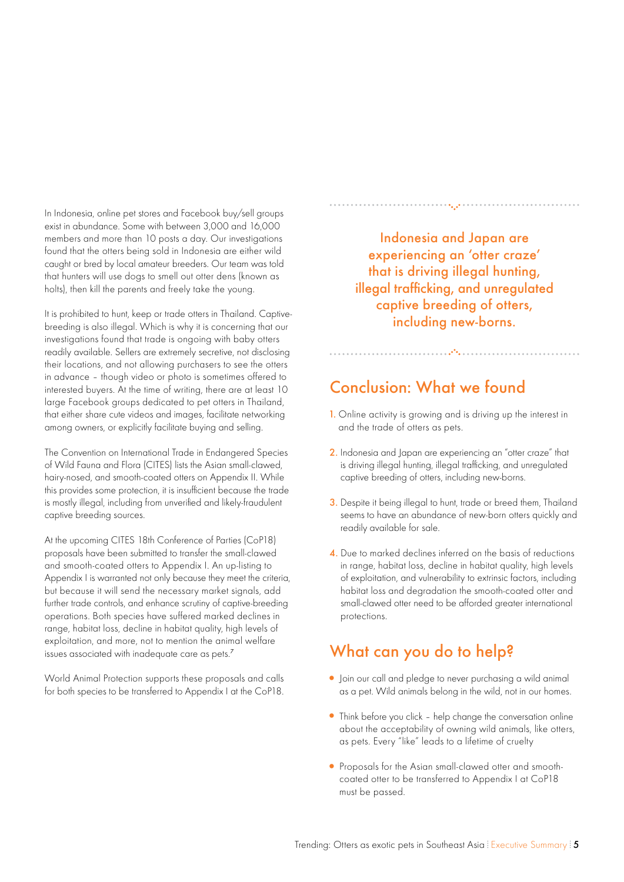In Indonesia, online pet stores and Facebook buy/sell groups exist in abundance. Some with between 3,000 and 16,000 members and more than 10 posts a day. Our investigations found that the otters being sold in Indonesia are either wild caught or bred by local amateur breeders. Our team was told that hunters will use dogs to smell out otter dens (known as holts), then kill the parents and freely take the young.

It is prohibited to hunt, keep or trade otters in Thailand. Captive-breeding is also illegal. Which is why it is concerning that our investigations found that trade is ongoing with baby otters readily available. Sellers are extremely secretive, not disclosing their locations, and not allowing purchasers to see the otters in advance – though video or photo is sometimes offered to interested buyers. At the time of writing, there are at least 10 large Facebook groups dedicated to pet otters in Thailand, that either share cute videos and images, facilitate networking among owners, or explicitly facilitate buying and selling.

The Convention on International Trade in Endangered Species of Wild Fauna and Flora (CITES) lists the Asian small-clawed, hairy-nosed, and smooth-coated otters on Appendix II. While this provides some protection, it is insufficient because the trade is mostly illegal, including from unverified and likely-fraudulent captive breeding sources.

At the upcoming CITES 18th Conference of Parties (CoP18) proposals have been submitted to transfer the small-clawed and smooth-coated otters to Appendix I. An up-listing to Appendix I is warranted not only because they meet the criteria, but because it will send the necessary market signals, add further trade controls, and enhance scrutiny of captive-breeding operations. Both species have suffered marked declines in range, habitat loss, decline in habitat quality, high levels of exploitation, and more, not to mention the animal welfare issues associated with inadequate care as pets.[7]

World Animal Protection supports these proposals and calls for both species to be transferred to Appendix I at the CoP18.

> Indonesia and Japan are experiencing an 'otter craze' that is driving illegal hunting, illegal trafficking, and unregulated captive breeding of otters, including new-borns.

## Conclusion: What we found

1. Online activity is growing and is driving up the interest in and the trade of otters as pets.
2. Indonesia and Japan are experiencing an "otter craze" that is driving illegal hunting, illegal trafficking, and unregulated captive breeding of otters, including new-borns.
3. Despite it being illegal to hunt, trade or breed them, Thailand seems to have an abundance of new-born otters quickly and readily available for sale.
4. Due to marked declines inferred on the basis of reductions in range, habitat loss, decline in habitat quality, high levels of exploitation, and vulnerability to extrinsic factors, including habitat loss and degradation the smooth-coated otter and small-clawed otter need to be afforded greater international protections.

## What can you do to help?

- Join our call and pledge to never purchasing a wild animal as a pet. Wild animals belong in the wild, not in our homes.
- Think before you click – help change the conversation online about the acceptability of owning wild animals, like otters, as pets. Every "like" leads to a lifetime of cruelty
- Proposals for the Asian small-clawed otter and smooth-coated otter to be transferred to Appendix I at CoP18 must be passed.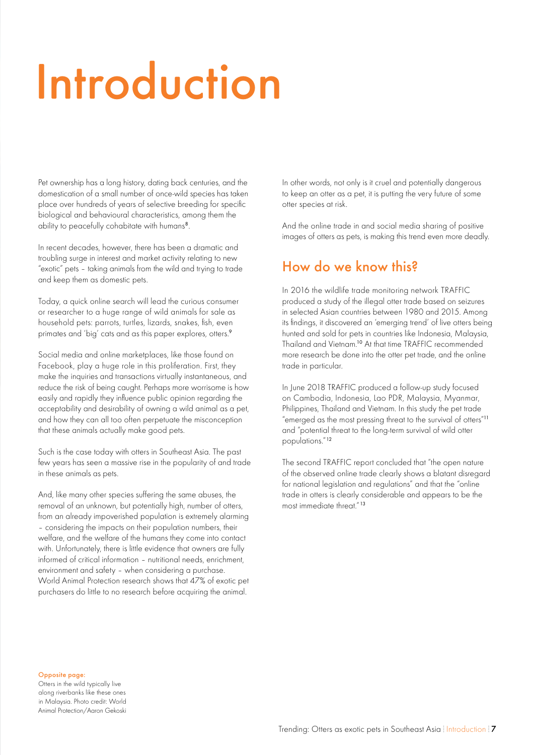# Introduction

Pet ownership has a long history, dating back centuries, and the domestication of a small number of once-wild species has taken place over hundreds of years of selective breeding for specific biological and behavioural characteristics, among them the ability to peacefully cohabitate with humans[8].

In recent decades, however, there has been a dramatic and troubling surge in interest and market activity relating to new "exotic" pets – taking animals from the wild and trying to trade and keep them as domestic pets.

Today, a quick online search will lead the curious consumer or researcher to a huge range of wild animals for sale as household pets: parrots, turtles, lizards, snakes, fish, even primates and 'big' cats and as this paper explores, otters.[9]

Social media and online marketplaces, like those found on Facebook, play a huge role in this proliferation. First, they make the inquiries and transactions virtually instantaneous, and reduce the risk of being caught. Perhaps more worrisome is how easily and rapidly they influence public opinion regarding the acceptability and desirability of owning a wild animal as a pet, and how they can all too often perpetuate the misconception that these animals actually make good pets.

Such is the case today with otters in Southeast Asia. The past few years has seen a massive rise in the popularity of and trade in these animals as pets.

And, like many other species suffering the same abuses, the removal of an unknown, but potentially high, number of otters, from an already impoverished population is extremely alarming – considering the impacts on their population numbers, their welfare, and the welfare of the humans they come into contact with. Unfortunately, there is little evidence that owners are fully informed of critical information – nutritional needs, enrichment, environment and safety – when considering a purchase. World Animal Protection research shows that 47% of exotic pet purchasers do little to no research before acquiring the animal.

In other words, not only is it cruel and potentially dangerous to keep an otter as a pet, it is putting the very future of some otter species at risk.

And the online trade in and social media sharing of positive images of otters as pets, is making this trend even more deadly.

## How do we know this?

In 2016 the wildlife trade monitoring network TRAFFIC produced a study of the illegal otter trade based on seizures in selected Asian countries between 1980 and 2015. Among its findings, it discovered an 'emerging trend' of live otters being hunted and sold for pets in countries like Indonesia, Malaysia, Thailand and Vietnam.[10] At that time TRAFFIC recommended more research be done into the otter pet trade, and the online trade in particular.

In June 2018 TRAFFIC produced a follow-up study focused on Cambodia, Indonesia, Lao PDR, Malaysia, Myanmar, Philippines, Thailand and Vietnam. In this study the pet trade "emerged as the most pressing threat to the survival of otters"[11] and "potential threat to the long-term survival of wild otter populations."[12]

The second TRAFFIC report concluded that "the open nature of the observed online trade clearly shows a blatant disregard for national legislation and regulations" and that the "online trade in otters is clearly considerable and appears to be the most immediate threat."[13]

**Opposite page:**
Otters in the wild typically live along riverbanks like these ones in Malaysia. Photo credit: World Animal Protection/Aaron Gekoski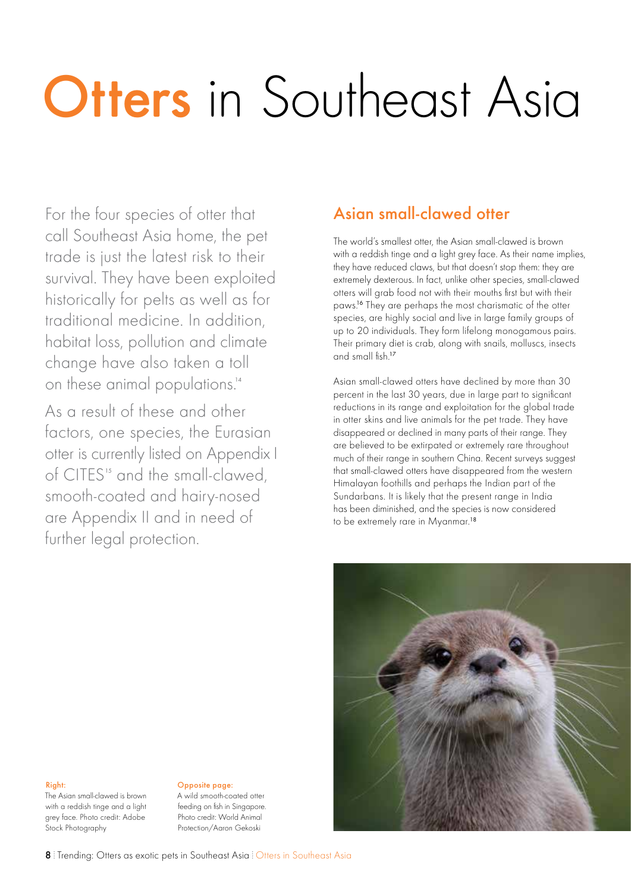# Otters in Southeast Asia

For the four species of otter that call Southeast Asia home, the pet trade is just the latest risk to their survival. They have been exploited historically for pelts as well as for traditional medicine. In addition, habitat loss, pollution and climate change have also taken a toll on these animal populations.[14]

As a result of these and other factors, one species, the Eurasian otter is currently listed on Appendix I of CITES[15] and the small-clawed, smooth-coated and hairy-nosed are Appendix II and in need of further legal protection.

## Asian small-clawed otter

The world's smallest otter, the Asian small-clawed is brown with a reddish tinge and a light grey face. As their name implies, they have reduced claws, but that doesn't stop them: they are extremely dexterous. In fact, unlike other species, small-clawed otters will grab food not with their mouths first but with their paws.[16] They are perhaps the most charismatic of the otter species, are highly social and live in large family groups of up to 20 individuals. They form lifelong monogamous pairs. Their primary diet is crab, along with snails, molluscs, insects and small fish.[17]

Asian small-clawed otters have declined by more than 30 percent in the last 30 years, due in large part to significant reductions in its range and exploitation for the global trade in otter skins and live animals for the pet trade. They have disappeared or declined in many parts of their range. They are believed to be extirpated or extremely rare throughout much of their range in southern China. Recent surveys suggest that small-clawed otters have disappeared from the western Himalayan foothills and perhaps the Indian part of the Sundarbans. It is likely that the present range in India has been diminished, and the species is now considered to be extremely rare in Myanmar.[18]

**Right:**
The Asian small-clawed is brown with a reddish tinge and a light grey face. Photo credit: Adobe Stock Photography

**Opposite page:**
A wild smooth-coated otter feeding on fish in Singapore. Photo credit: World Animal Protection/Aaron Gekoski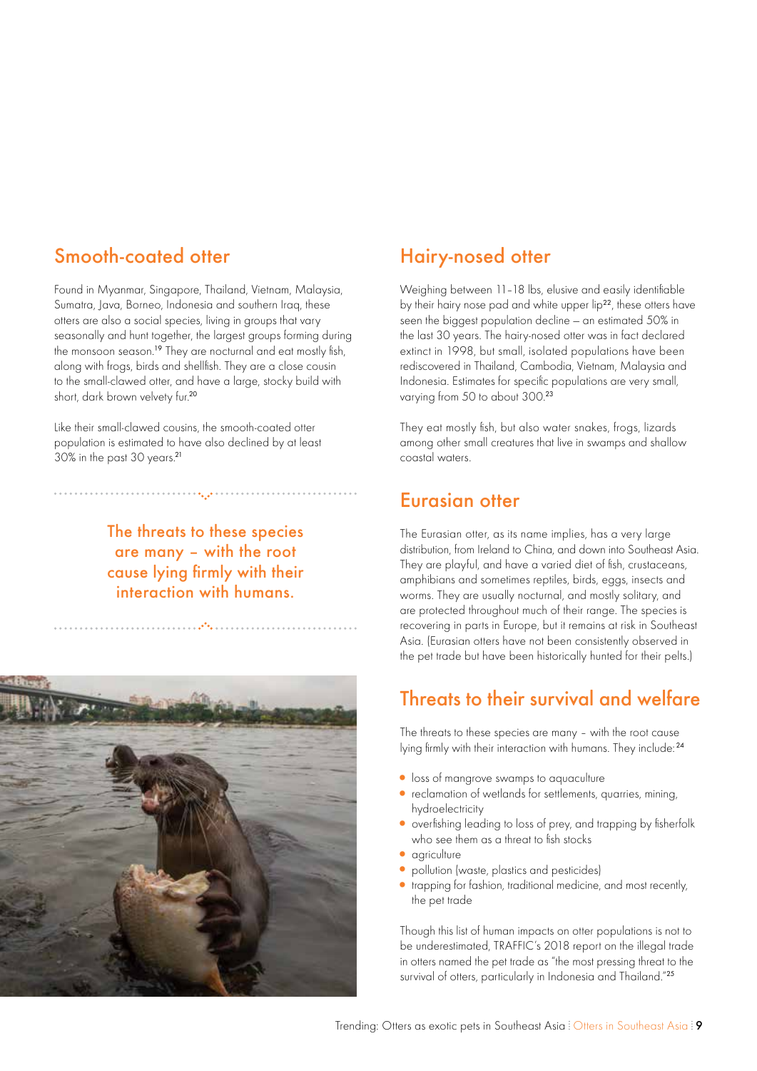## Smooth-coated otter

Found in Myanmar, Singapore, Thailand, Vietnam, Malaysia, Sumatra, Java, Borneo, Indonesia and southern Iraq, these otters are also a social species, living in groups that vary seasonally and hunt together, the largest groups forming during the monsoon season.[19] They are nocturnal and eat mostly fish, along with frogs, birds and shellfish. They are a close cousin to the small-clawed otter, and have a large, stocky build with short, dark brown velvety fur.[20]

Like their small-clawed cousins, the smooth-coated otter population is estimated to have also declined by at least 30% in the past 30 years.[21]

> The threats to these species are many – with the root cause lying firmly with their interaction with humans.

## Hairy-nosed otter

Weighing between 11–18 lbs, elusive and easily identifiable by their hairy nose pad and white upper lip[22], these otters have seen the biggest population decline – an estimated 50% in the last 30 years. The hairy-nosed otter was in fact declared extinct in 1998, but small, isolated populations have been rediscovered in Thailand, Cambodia, Vietnam, Malaysia and Indonesia. Estimates for specific populations are very small, varying from 50 to about 300.[23]

They eat mostly fish, but also water snakes, frogs, lizards among other small creatures that live in swamps and shallow coastal waters.

## Eurasian otter

The Eurasian otter, as its name implies, has a very large distribution, from Ireland to China, and down into Southeast Asia. They are playful, and have a varied diet of fish, crustaceans, amphibians and sometimes reptiles, birds, eggs, insects and worms. They are usually nocturnal, and mostly solitary, and are protected throughout much of their range. The species is recovering in parts in Europe, but it remains at risk in Southeast Asia. (Eurasian otters have not been consistently observed in the pet trade but have been historically hunted for their pelts.)

## Threats to their survival and welfare

The threats to these species are many – with the root cause lying firmly with their interaction with humans. They include:[24]

- loss of mangrove swamps to aquaculture
- reclamation of wetlands for settlements, quarries, mining, hydroelectricity
- overfishing leading to loss of prey, and trapping by fisherfolk who see them as a threat to fish stocks
- agriculture
- pollution (waste, plastics and pesticides)
- trapping for fashion, traditional medicine, and most recently, the pet trade

Though this list of human impacts on otter populations is not to be underestimated, TRAFFIC's 2018 report on the illegal trade in otters named the pet trade as "the most pressing threat to the survival of otters, particularly in Indonesia and Thailand."[25]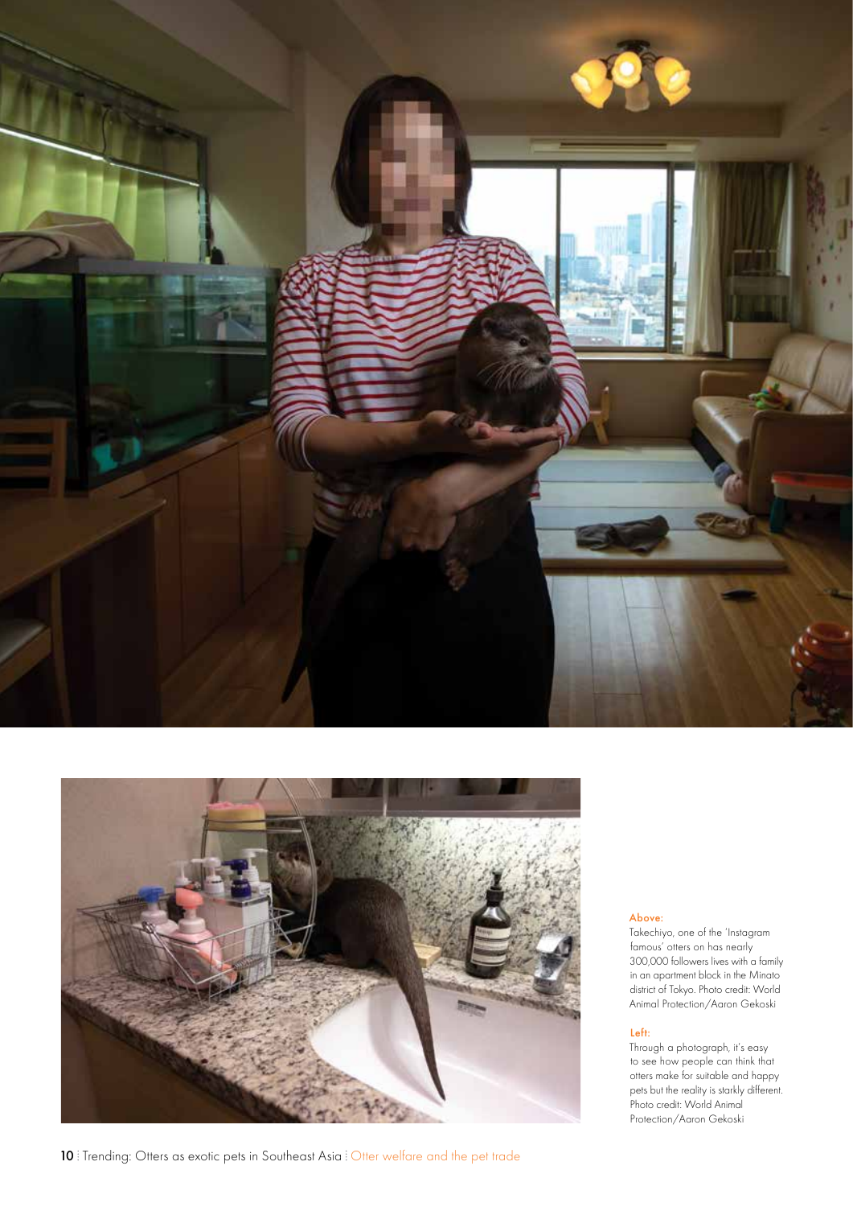Above:
Takechiyo, one of the 'Instagram famous' otters on has nearly 300,000 followers lives with a family in an apartment block in the Minato district of Tokyo. Photo credit: World Animal Protection/Aaron Gekoski

Left:
Through a photograph, it's easy to see how people can think that otters make for suitable and happy pets but the reality is starkly different. Photo credit: World Animal Protection/Aaron Gekoski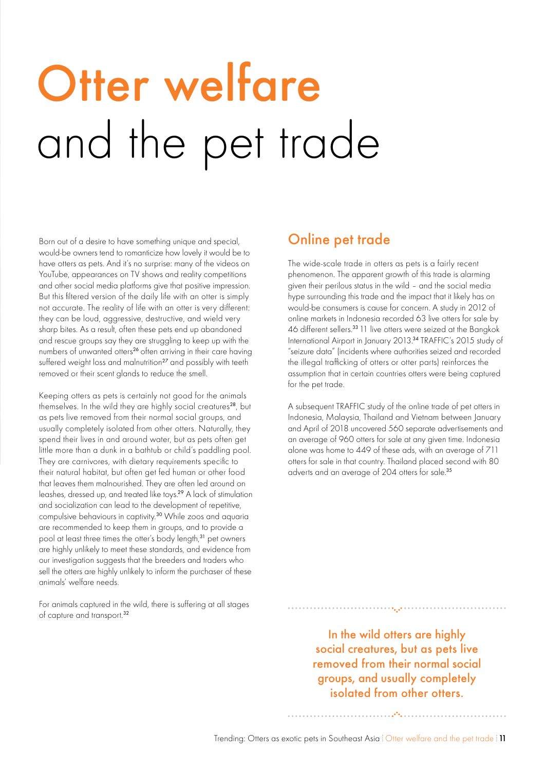# Otter welfare and the pet trade

Born out of a desire to have something unique and special, would-be owners tend to romanticize how lovely it would be to have otters as pets. And it's no surprise: many of the videos on YouTube, appearances on TV shows and reality competitions and other social media platforms give that positive impression. But this filtered version of the daily life with an otter is simply not accurate. The reality of life with an otter is very different: they can be loud, aggressive, destructive, and wield very sharp bites. As a result, often these pets end up abandoned and rescue groups say they are struggling to keep up with the numbers of unwanted otters[26] often arriving in their care having suffered weight loss and malnutrition[27] and possibly with teeth removed or their scent glands to reduce the smell.

Keeping otters as pets is certainly not good for the animals themselves. In the wild they are highly social creatures[28], but as pets live removed from their normal social groups, and usually completely isolated from other otters. Naturally, they spend their lives in and around water, but as pets often get little more than a dunk in a bathtub or child's paddling pool. They are carnivores, with dietary requirements specific to their natural habitat, but often get fed human or other food that leaves them malnourished. They are often led around on leashes, dressed up, and treated like toys.[29] A lack of stimulation and socialization can lead to the development of repetitive, compulsive behaviours in captivity.[30] While zoos and aquaria are recommended to keep them in groups, and to provide a pool at least three times the otter's body length,[31] pet owners are highly unlikely to meet these standards, and evidence from our investigation suggests that the breeders and traders who sell the otters are highly unlikely to inform the purchaser of these animals' welfare needs.

For animals captured in the wild, there is suffering at all stages of capture and transport.[32]

## Online pet trade

The wide-scale trade in otters as pets is a fairly recent phenomenon. The apparent growth of this trade is alarming given their perilous status in the wild – and the social media hype surrounding this trade and the impact that it likely has on would-be consumers is cause for concern. A study in 2012 of online markets in Indonesia recorded 63 live otters for sale by 46 different sellers.[33] 11 live otters were seized at the Bangkok International Airport in January 2013.[34] TRAFFIC's 2015 study of "seizure data" (incidents where authorities seized and recorded the illegal trafficking of otters or otter parts) reinforces the assumption that in certain countries otters were being captured for the pet trade.

A subsequent TRAFFIC study of the online trade of pet otters in Indonesia, Malaysia, Thailand and Vietnam between January and April of 2018 uncovered 560 separate advertisements and an average of 960 otters for sale at any given time. Indonesia alone was home to 449 of these ads, with an average of 711 otters for sale in that country. Thailand placed second with 80 adverts and an average of 204 otters for sale.[35]

In the wild otters are highly social creatures, but as pets live removed from their normal social groups, and usually completely isolated from other otters.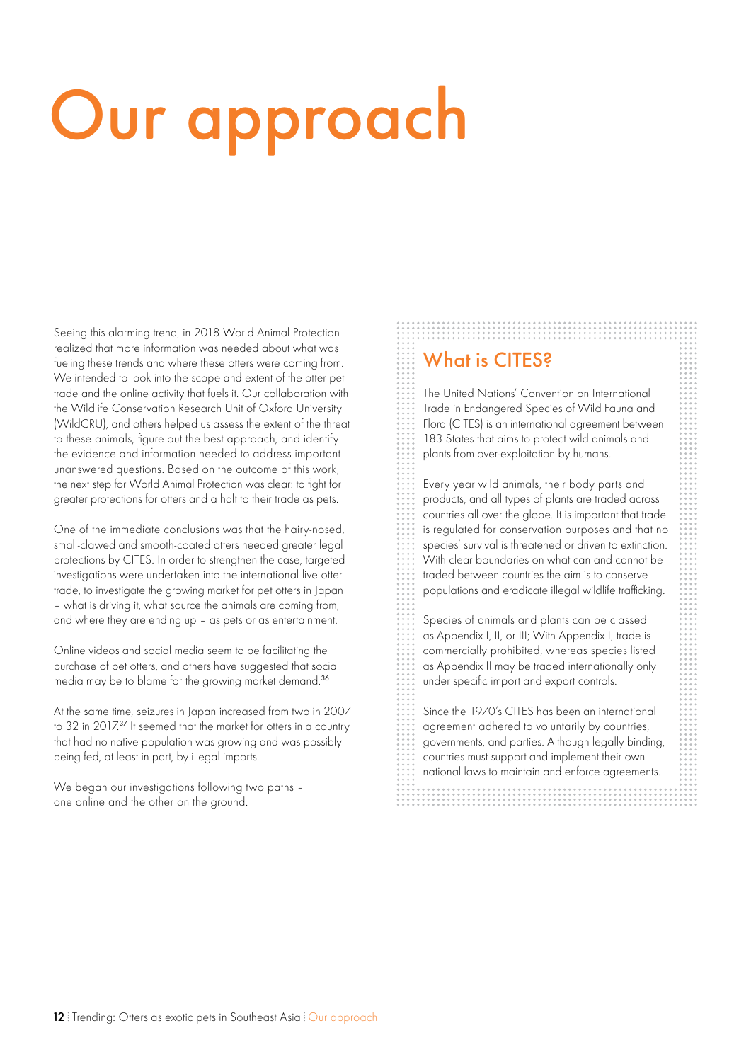# Our approach

Seeing this alarming trend, in 2018 World Animal Protection realized that more information was needed about what was fueling these trends and where these otters were coming from. We intended to look into the scope and extent of the otter pet trade and the online activity that fuels it. Our collaboration with the Wildlife Conservation Research Unit of Oxford University (WildCRU), and others helped us assess the extent of the threat to these animals, figure out the best approach, and identify the evidence and information needed to address important unanswered questions. Based on the outcome of this work, the next step for World Animal Protection was clear: to fight for greater protections for otters and a halt to their trade as pets.

One of the immediate conclusions was that the hairy-nosed, small-clawed and smooth-coated otters needed greater legal protections by CITES. In order to strengthen the case, targeted investigations were undertaken into the international live otter trade, to investigate the growing market for pet otters in Japan – what is driving it, what source the animals are coming from, and where they are ending up – as pets or as entertainment.

Online videos and social media seem to be facilitating the purchase of pet otters, and others have suggested that social media may be to blame for the growing market demand.[36]

At the same time, seizures in Japan increased from two in 2007 to 32 in 2017.[37] It seemed that the market for otters in a country that had no native population was growing and was possibly being fed, at least in part, by illegal imports.

We began our investigations following two paths – one online and the other on the ground.

## What is CITES?

The United Nations' Convention on International Trade in Endangered Species of Wild Fauna and Flora (CITES) is an international agreement between 183 States that aims to protect wild animals and plants from over-exploitation by humans.

Every year wild animals, their body parts and products, and all types of plants are traded across countries all over the globe. It is important that trade is regulated for conservation purposes and that no species' survival is threatened or driven to extinction. With clear boundaries on what can and cannot be traded between countries the aim is to conserve populations and eradicate illegal wildlife trafficking.

Species of animals and plants can be classed as Appendix I, II, or III; With Appendix I, trade is commercially prohibited, whereas species listed as Appendix II may be traded internationally only under specific import and export controls.

Since the 1970's CITES has been an international agreement adhered to voluntarily by countries, governments, and parties. Although legally binding, countries must support and implement their own national laws to maintain and enforce agreements.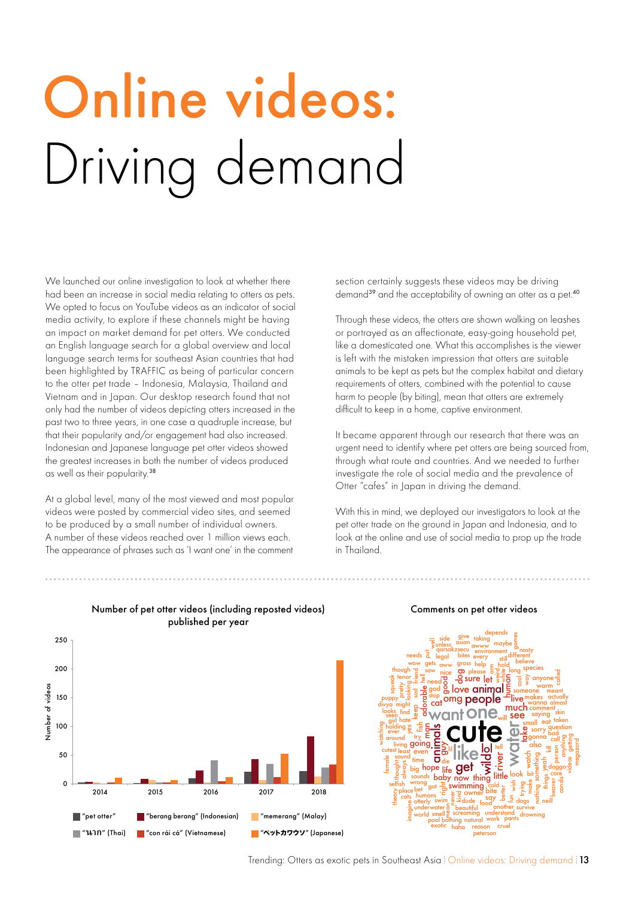# Online videos: Driving demand

We launched our online investigation to look at whether there had been an increase in social media relating to otters as pets. We opted to focus on YouTube videos as an indicator of social media activity, to explore if these channels might be having an impact on market demand for pet otters. We conducted an English language search for a global overview and local language search terms for southeast Asian countries that had been highlighted by TRAFFIC as being of particular concern to the otter pet trade – Indonesia, Malaysia, Thailand and Vietnam and in Japan. Our desktop research found that not only had the number of videos depicting otters increased in the past two to three years, in one case a quadruple increase, but that their popularity and/or engagement had also increased. Indonesian and Japanese language pet otter videos showed the greatest increases in both the number of videos produced as well as their popularity.[38]

At a global level, many of the most viewed and most popular videos were posted by commercial video sites, and seemed to be produced by a small number of individual owners. A number of these videos reached over 1 million views each. The appearance of phrases such as 'I want one' in the comment section certainly suggests these videos may be driving demand[39] and the acceptability of owning an otter as a pet.[40]

Through these videos, the otters are shown walking on leashes or portrayed as an affectionate, easy-going household pet, like a domesticated one. What this accomplishes is the viewer is left with the mistaken impression that otters are suitable animals to be kept as pets but the complex habitat and dietary requirements of otters, combined with the potential to cause harm to people (by biting), mean that otters are extremely difficult to keep in a home, captive environment.

It became apparent through our research that there was an urgent need to identify where pet otters are being sourced from, through what route and countries. And we needed to further investigate the role of social media and the prevalence of Otter "cafes" in Japan in driving the demand.

With this in mind, we deployed our investigators to look at the pet otter trade on the ground in Japan and Indonesia, and to look at the online and use of social media to prop up the trade in Thailand.

**Number of pet otter videos (including reposted videos) published per year**

Legend: "pet otter"; "berang berang" (Indonesian); "memerang" (Malay); "นาก" (Thai); "con rái cá" (Vietnamese); "ペットカワウソ" (Japanese)

**Comments on pet otter videos**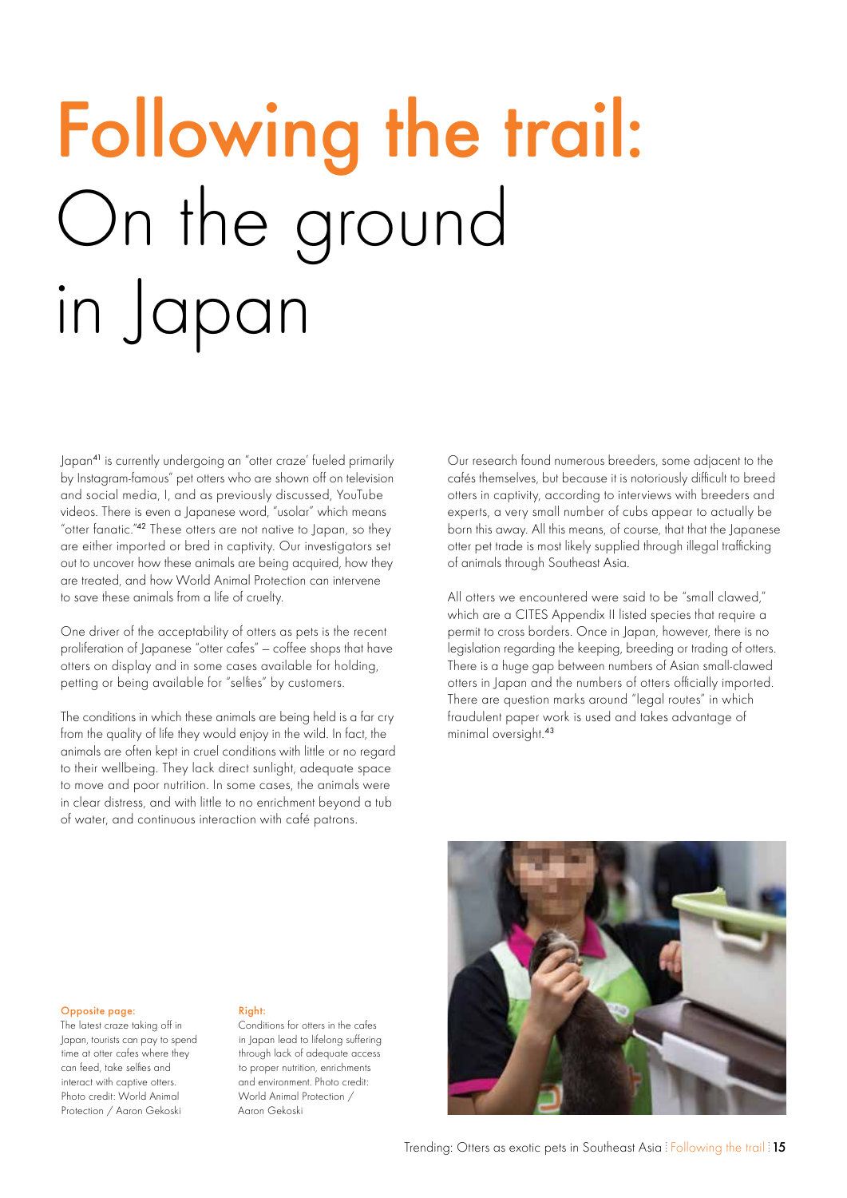# Following the trail: On the ground in Japan

Japan[41] is currently undergoing an "otter craze' fueled primarily by Instagram-famous" pet otters who are shown off on television and social media, I, and as previously discussed, YouTube videos. There is even a Japanese word, "usolar" which means "otter fanatic."[42] These otters are not native to Japan, so they are either imported or bred in captivity. Our investigators set out to uncover how these animals are being acquired, how they are treated, and how World Animal Protection can intervene to save these animals from a life of cruelty.

One driver of the acceptability of otters as pets is the recent proliferation of Japanese "otter cafes" – coffee shops that have otters on display and in some cases available for holding, petting or being available for "selfies" by customers.

The conditions in which these animals are being held is a far cry from the quality of life they would enjoy in the wild. In fact, the animals are often kept in cruel conditions with little or no regard to their wellbeing. They lack direct sunlight, adequate space to move and poor nutrition. In some cases, the animals were in clear distress, and with little to no enrichment beyond a tub of water, and continuous interaction with café patrons.

Our research found numerous breeders, some adjacent to the cafés themselves, but because it is notoriously difficult to breed otters in captivity, according to interviews with breeders and experts, a very small number of cubs appear to actually be born this away. All this means, of course, that that the Japanese otter pet trade is most likely supplied through illegal trafficking of animals through Southeast Asia.

All otters we encountered were said to be "small clawed," which are a CITES Appendix II listed species that require a permit to cross borders. Once in Japan, however, there is no legislation regarding the keeping, breeding or trading of otters. There is a huge gap between numbers of Asian small-clawed otters in Japan and the numbers of otters officially imported. There are question marks around "legal routes" in which fraudulent paper work is used and takes advantage of minimal oversight.[43]

**Opposite page:**
The latest craze taking off in Japan, tourists can pay to spend time at otter cafes where they can feed, take selfies and interact with captive otters. Photo credit: World Animal Protection / Aaron Gekoski

**Right:**
Conditions for otters in the cafes in Japan lead to lifelong suffering through lack of adequate access to proper nutrition, enrichments and environment. Photo credit: World Animal Protection / Aaron Gekoski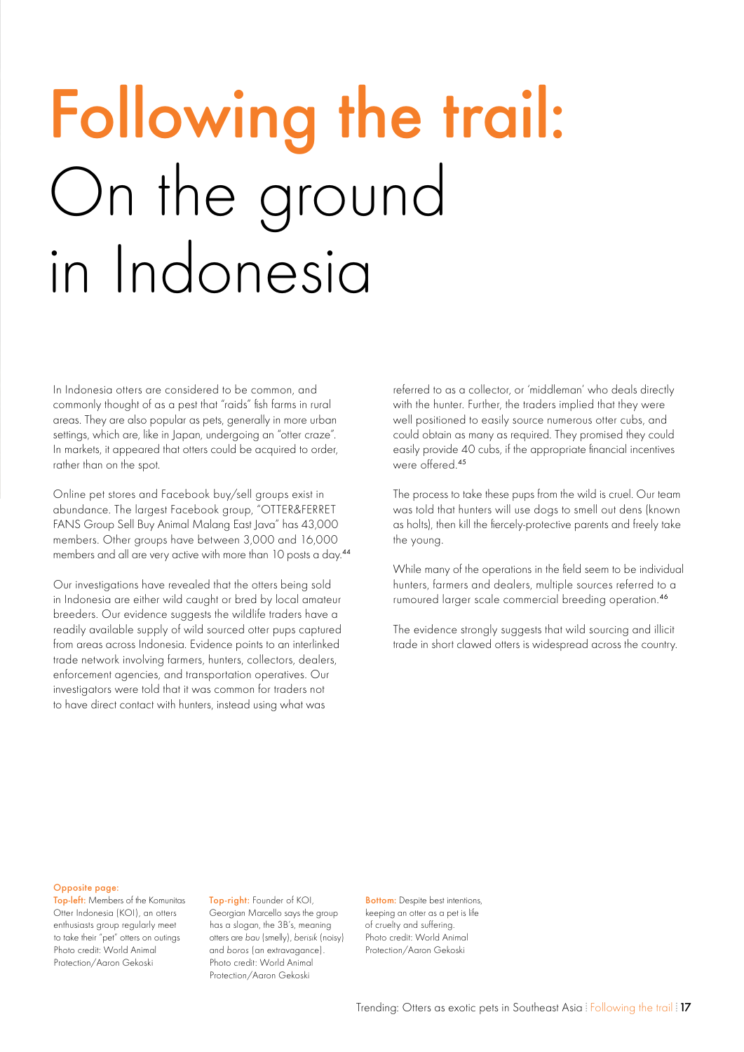# Following the trail: On the ground in Indonesia

In Indonesia otters are considered to be common, and commonly thought of as a pest that "raids" fish farms in rural areas. They are also popular as pets, generally in more urban settings, which are, like in Japan, undergoing an "otter craze". In markets, it appeared that otters could be acquired to order, rather than on the spot.

Online pet stores and Facebook buy/sell groups exist in abundance. The largest Facebook group, "OTTER&FERRET FANS Group Sell Buy Animal Malang East Java" has 43,000 members. Other groups have between 3,000 and 16,000 members and all are very active with more than 10 posts a day.[44]

Our investigations have revealed that the otters being sold in Indonesia are either wild caught or bred by local amateur breeders. Our evidence suggests the wildlife traders have a readily available supply of wild sourced otter pups captured from areas across Indonesia. Evidence points to an interlinked trade network involving farmers, hunters, collectors, dealers, enforcement agencies, and transportation operatives. Our investigators were told that it was common for traders not to have direct contact with hunters, instead using what was referred to as a collector, or 'middleman' who deals directly with the hunter. Further, the traders implied that they were well positioned to easily source numerous otter cubs, and could obtain as many as required. They promised they could easily provide 40 cubs, if the appropriate financial incentives were offered.[45]

The process to take these pups from the wild is cruel. Our team was told that hunters will use dogs to smell out dens (known as holts), then kill the fiercely-protective parents and freely take the young.

While many of the operations in the field seem to be individual hunters, farmers and dealers, multiple sources referred to a rumoured larger scale commercial breeding operation.[46]

The evidence strongly suggests that wild sourcing and illicit trade in short clawed otters is widespread across the country.

**Opposite page:**

**Top-left:** Members of the Komunitas Otter Indonesia (KOI), an otters enthusiasts group regularly meet to take their "pet" otters on outings Photo credit: World Animal Protection/Aaron Gekoski

**Top-right:** Founder of KOI, Georgian Marcello says the group has a slogan, the 3B's, meaning otters are *bau* (smelly), *berisik* (noisy) and *boros* (an extravagance). Photo credit: World Animal Protection/Aaron Gekoski

**Bottom:** Despite best intentions, keeping an otter as a pet is life of cruelty and suffering. Photo credit: World Animal Protection/Aaron Gekoski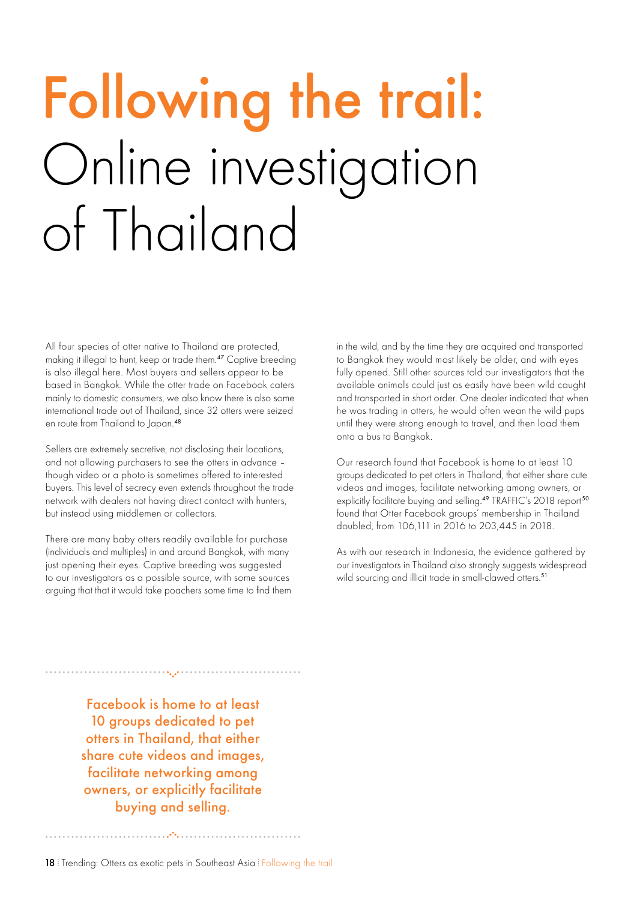# Following the trail: Online investigation of Thailand

All four species of otter native to Thailand are protected, making it illegal to hunt, keep or trade them.[47] Captive breeding is also illegal here. Most buyers and sellers appear to be based in Bangkok. While the otter trade on Facebook caters mainly to domestic consumers, we also know there is also some international trade out of Thailand, since 32 otters were seized en route from Thailand to Japan.[48]

Sellers are extremely secretive, not disclosing their locations, and not allowing purchasers to see the otters in advance – though video or a photo is sometimes offered to interested buyers. This level of secrecy even extends throughout the trade network with dealers not having direct contact with hunters, but instead using middlemen or collectors.

There are many baby otters readily available for purchase (individuals and multiples) in and around Bangkok, with many just opening their eyes. Captive breeding was suggested to our investigators as a possible source, with some sources arguing that that it would take poachers some time to find them in the wild, and by the time they are acquired and transported to Bangkok they would most likely be older, and with eyes fully opened. Still other sources told our investigators that the available animals could just as easily have been wild caught and transported in short order. One dealer indicated that when he was trading in otters, he would often wean the wild pups until they were strong enough to travel, and then load them onto a bus to Bangkok.

Our research found that Facebook is home to at least 10 groups dedicated to pet otters in Thailand, that either share cute videos and images, facilitate networking among owners, or explicitly facilitate buying and selling.[49] TRAFFIC's 2018 report[50] found that Otter Facebook groups' membership in Thailand doubled, from 106,111 in 2016 to 203,445 in 2018.

As with our research in Indonesia, the evidence gathered by our investigators in Thailand also strongly suggests widespread wild sourcing and illicit trade in small-clawed otters.[51]

> Facebook is home to at least 10 groups dedicated to pet otters in Thailand, that either share cute videos and images, facilitate networking among owners, or explicitly facilitate buying and selling.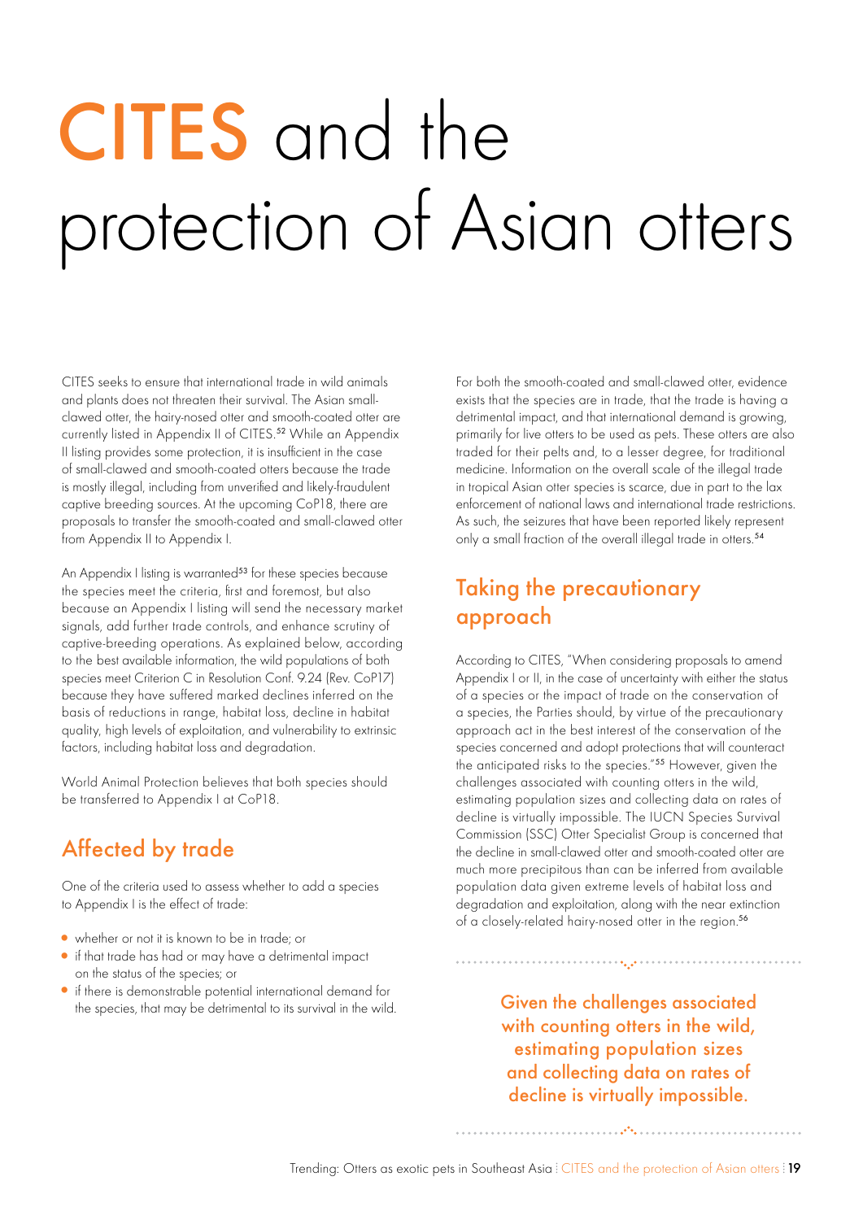# CITES and the protection of Asian otters

CITES seeks to ensure that international trade in wild animals and plants does not threaten their survival. The Asian small-clawed otter, the hairy-nosed otter and smooth-coated otter are currently listed in Appendix II of CITES.[52] While an Appendix II listing provides some protection, it is insufficient in the case of small-clawed and smooth-coated otters because the trade is mostly illegal, including from unverified and likely-fraudulent captive breeding sources. At the upcoming CoP18, there are proposals to transfer the smooth-coated and small-clawed otter from Appendix II to Appendix I.

An Appendix I listing is warranted[53] for these species because the species meet the criteria, first and foremost, but also because an Appendix I listing will send the necessary market signals, add further trade controls, and enhance scrutiny of captive-breeding operations. As explained below, according to the best available information, the wild populations of both species meet Criterion C in Resolution Conf. 9.24 (Rev. CoP17) because they have suffered marked declines inferred on the basis of reductions in range, habitat loss, decline in habitat quality, high levels of exploitation, and vulnerability to extrinsic factors, including habitat loss and degradation.

World Animal Protection believes that both species should be transferred to Appendix I at CoP18.

## Affected by trade

One of the criteria used to assess whether to add a species to Appendix I is the effect of trade:

- whether or not it is known to be in trade; or
- if that trade has had or may have a detrimental impact on the status of the species; or
- if there is demonstrable potential international demand for the species, that may be detrimental to its survival in the wild.

For both the smooth-coated and small-clawed otter, evidence exists that the species are in trade, that the trade is having a detrimental impact, and that international demand is growing, primarily for live otters to be used as pets. These otters are also traded for their pelts and, to a lesser degree, for traditional medicine. Information on the overall scale of the illegal trade in tropical Asian otter species is scarce, due in part to the lax enforcement of national laws and international trade restrictions. As such, the seizures that have been reported likely represent only a small fraction of the overall illegal trade in otters.[54]

## Taking the precautionary approach

According to CITES, "When considering proposals to amend Appendix I or II, in the case of uncertainty with either the status of a species or the impact of trade on the conservation of a species, the Parties should, by virtue of the precautionary approach act in the best interest of the conservation of the species concerned and adopt protections that will counteract the anticipated risks to the species."[55] However, given the challenges associated with counting otters in the wild, estimating population sizes and collecting data on rates of decline is virtually impossible. The IUCN Species Survival Commission (SSC) Otter Specialist Group is concerned that the decline in small-clawed otter and smooth-coated otter are much more precipitous than can be inferred from available population data given extreme levels of habitat loss and degradation and exploitation, along with the near extinction of a closely-related hairy-nosed otter in the region.[56]

**Given the challenges associated with counting otters in the wild, estimating population sizes and collecting data on rates of decline is virtually impossible.**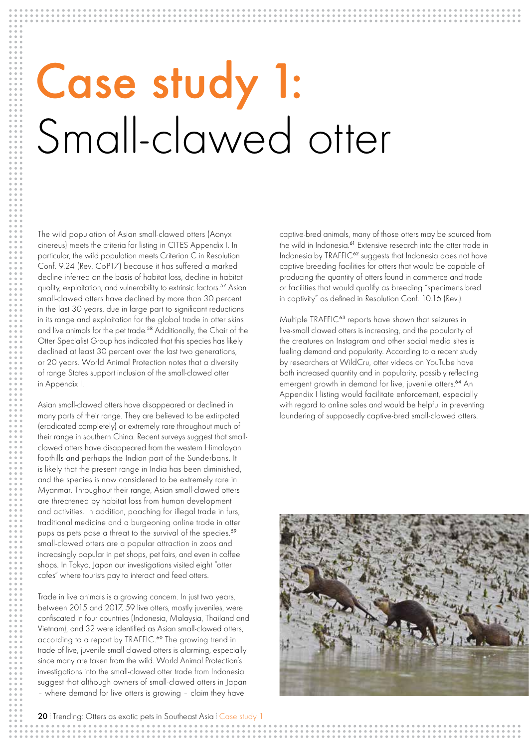# Case study 1: Small-clawed otter

The wild population of Asian small-clawed otters (Aonyx cinereus) meets the criteria for listing in CITES Appendix I. In particular, the wild population meets Criterion C in Resolution Conf. 9.24 (Rev. CoP17) because it has suffered a marked decline inferred on the basis of habitat loss, decline in habitat quality, exploitation, and vulnerability to extrinsic factors.[57] Asian small-clawed otters have declined by more than 30 percent in the last 30 years, due in large part to significant reductions in its range and exploitation for the global trade in otter skins and live animals for the pet trade.[58] Additionally, the Chair of the Otter Specialist Group has indicated that this species has likely declined at least 30 percent over the last two generations, or 20 years. World Animal Protection notes that a diversity of range States support inclusion of the small-clawed otter in Appendix I.

Asian small-clawed otters have disappeared or declined in many parts of their range. They are believed to be extirpated (eradicated completely) or extremely rare throughout much of their range in southern China. Recent surveys suggest that small-clawed otters have disappeared from the western Himalayan foothills and perhaps the Indian part of the Sunderbans. It is likely that the present range in India has been diminished, and the species is now considered to be extremely rare in Myanmar. Throughout their range, Asian small-clawed otters are threatened by habitat loss from human development and activities. In addition, poaching for illegal trade in furs, traditional medicine and a burgeoning online trade in otter pups as pets pose a threat to the survival of the species.[59] small-clawed otters are a popular attraction in zoos and increasingly popular in pet shops, pet fairs, and even in coffee shops. In Tokyo, Japan our investigations visited eight "otter cafes" where tourists pay to interact and feed otters.

Trade in live animals is a growing concern. In just two years, between 2015 and 2017, 59 live otters, mostly juveniles, were confiscated in four countries (Indonesia, Malaysia, Thailand and Vietnam), and 32 were identified as Asian small-clawed otters, according to a report by TRAFFIC.[60] The growing trend in trade of live, juvenile small-clawed otters is alarming, especially since many are taken from the wild. World Animal Protection's investigations into the small-clawed otter trade from Indonesia suggest that although owners of small-clawed otters in Japan – where demand for live otters is growing – claim they have captive-bred animals, many of those otters may be sourced from the wild in Indonesia.[61] Extensive research into the otter trade in Indonesia by TRAFFIC[62] suggests that Indonesia does not have captive breeding facilities for otters that would be capable of producing the quantity of otters found in commerce and trade or facilities that would qualify as breeding "specimens bred in captivity" as defined in Resolution Conf. 10.16 (Rev.).

Multiple TRAFFIC[63] reports have shown that seizures in live-small clawed otters is increasing, and the popularity of the creatures on Instagram and other social media sites is fueling demand and popularity. According to a recent study by researchers at WildCru, otter videos on YouTube have both increased quantity and in popularity, possibly reflecting emergent growth in demand for live, juvenile otters.[64] An Appendix I listing would facilitate enforcement, especially with regard to online sales and would be helpful in preventing laundering of supposedly captive-bred small-clawed otters.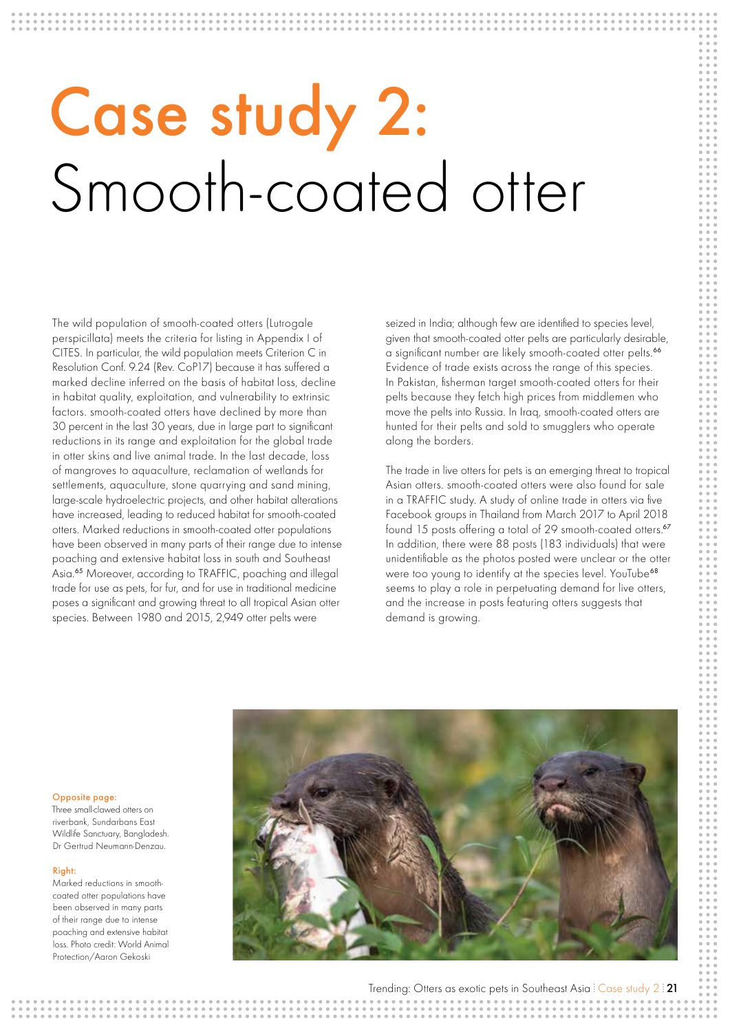# Case study 2: Smooth-coated otter

The wild population of smooth-coated otters (Lutrogale perspicillata) meets the criteria for listing in Appendix I of CITES. In particular, the wild population meets Criterion C in Resolution Conf. 9.24 (Rev. CoP17) because it has suffered a marked decline inferred on the basis of habitat loss, decline in habitat quality, exploitation, and vulnerability to extrinsic factors. smooth-coated otters have declined by more than 30 percent in the last 30 years, due in large part to significant reductions in its range and exploitation for the global trade in otter skins and live animal trade. In the last decade, loss of mangroves to aquaculture, reclamation of wetlands for settlements, aquaculture, stone quarrying and sand mining, large-scale hydroelectric projects, and other habitat alterations have increased, leading to reduced habitat for smooth-coated otters. Marked reductions in smooth-coated otter populations have been observed in many parts of their range due to intense poaching and extensive habitat loss in south and Southeast Asia.[65] Moreover, according to TRAFFIC, poaching and illegal trade for use as pets, for fur, and for use in traditional medicine poses a significant and growing threat to all tropical Asian otter species. Between 1980 and 2015, 2,949 otter pelts were seized in India; although few are identified to species level, given that smooth-coated otter pelts are particularly desirable, a significant number are likely smooth-coated otter pelts.[66] Evidence of trade exists across the range of this species. In Pakistan, fisherman target smooth-coated otters for their pelts because they fetch high prices from middlemen who move the pelts into Russia. In Iraq, smooth-coated otters are hunted for their pelts and sold to smugglers who operate along the borders.

The trade in live otters for pets is an emerging threat to tropical Asian otters. smooth-coated otters were also found for sale in a TRAFFIC study. A study of online trade in otters via five Facebook groups in Thailand from March 2017 to April 2018 found 15 posts offering a total of 29 smooth-coated otters.[67] In addition, there were 88 posts (183 individuals) that were unidentifiable as the photos posted were unclear or the otter were too young to identify at the species level. YouTube[68] seems to play a role in perpetuating demand for live otters, and the increase in posts featuring otters suggests that demand is growing.

**Opposite page:**
Three small-clawed otters on riverbank, Sundarbans East Wildlife Sanctuary, Bangladesh. Dr Gertrud Neumann-Denzau.

**Right:**
Marked reductions in smooth-coated otter populations have been observed in many parts of their range due to intense poaching and extensive habitat loss. Photo credit: World Animal Protection/Aaron Gekoski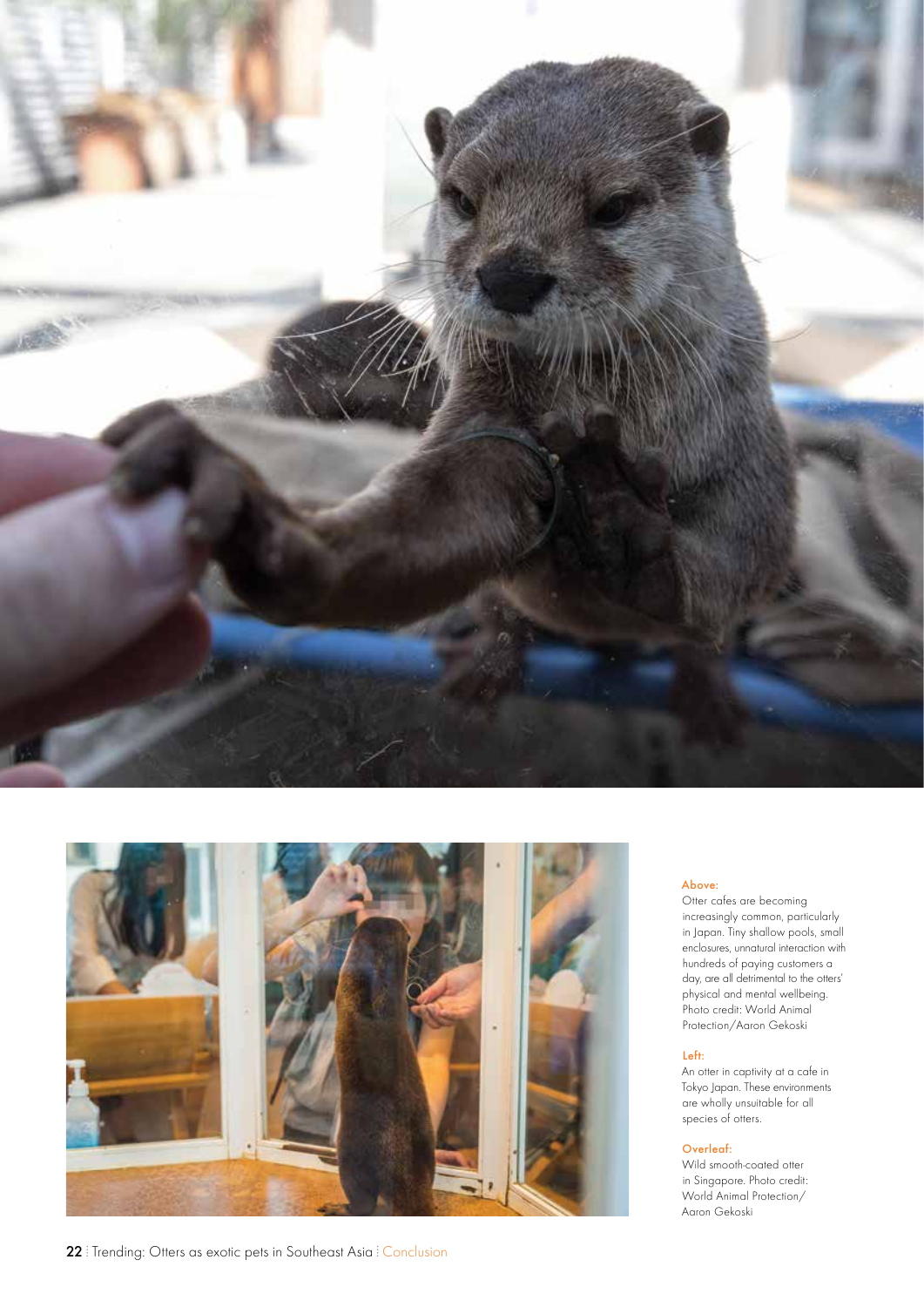**Above:**
Otter cafes are becoming increasingly common, particularly in Japan. Tiny shallow pools, small enclosures, unnatural interaction with hundreds of paying customers a day, are all detrimental to the otters' physical and mental wellbeing. Photo credit: World Animal Protection/Aaron Gekoski

**Left:**
An otter in captivity at a cafe in Tokyo Japan. These environments are wholly unsuitable for all species of otters.

**Overleaf:**
Wild smooth-coated otter in Singapore. Photo credit: World Animal Protection/ Aaron Gekoski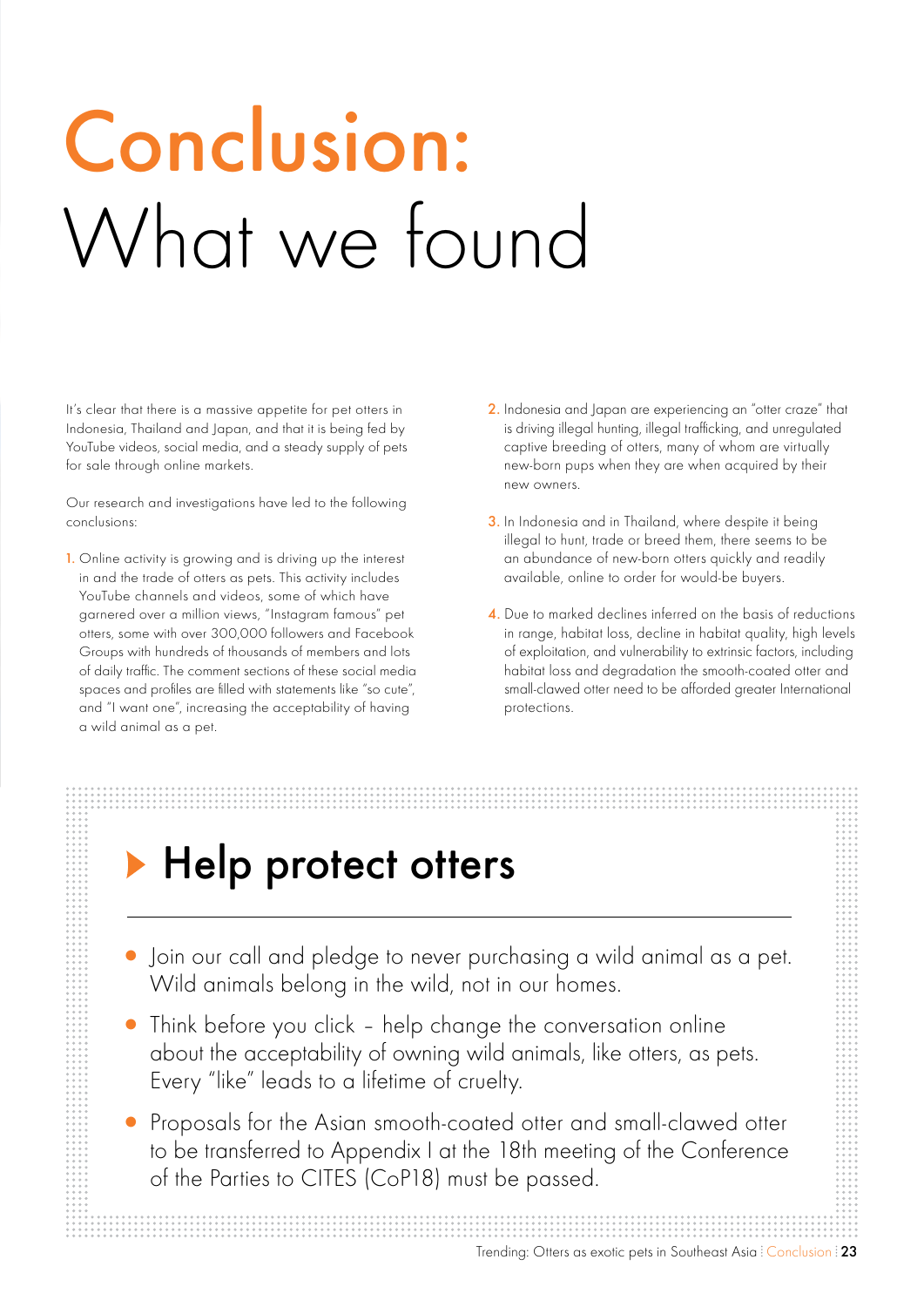# Conclusion: What we found

It's clear that there is a massive appetite for pet otters in Indonesia, Thailand and Japan, and that it is being fed by YouTube videos, social media, and a steady supply of pets for sale through online markets.

Our research and investigations have led to the following conclusions:

1. Online activity is growing and is driving up the interest in and the trade of otters as pets. This activity includes YouTube channels and videos, some of which have garnered over a million views, "Instagram famous" pet otters, some with over 300,000 followers and Facebook Groups with hundreds of thousands of members and lots of daily traffic. The comment sections of these social media spaces and profiles are filled with statements like "so cute", and "I want one", increasing the acceptability of having a wild animal as a pet.
2. Indonesia and Japan are experiencing an "otter craze" that is driving illegal hunting, illegal trafficking, and unregulated captive breeding of otters, many of whom are virtually new-born pups when they are when acquired by their new owners.
3. In Indonesia and in Thailand, where despite it being illegal to hunt, trade or breed them, there seems to be an abundance of new-born otters quickly and readily available, online to order for would-be buyers.
4. Due to marked declines inferred on the basis of reductions in range, habitat loss, decline in habitat quality, high levels of exploitation, and vulnerability to extrinsic factors, including habitat loss and degradation the smooth-coated otter and small-clawed otter need to be afforded greater International protections.

## Help protect otters

- Join our call and pledge to never purchasing a wild animal as a pet. Wild animals belong in the wild, not in our homes.
- Think before you click – help change the conversation online about the acceptability of owning wild animals, like otters, as pets. Every "like" leads to a lifetime of cruelty.
- Proposals for the Asian smooth-coated otter and small-clawed otter to be transferred to Appendix I at the 18th meeting of the Conference of the Parties to CITES (CoP18) must be passed.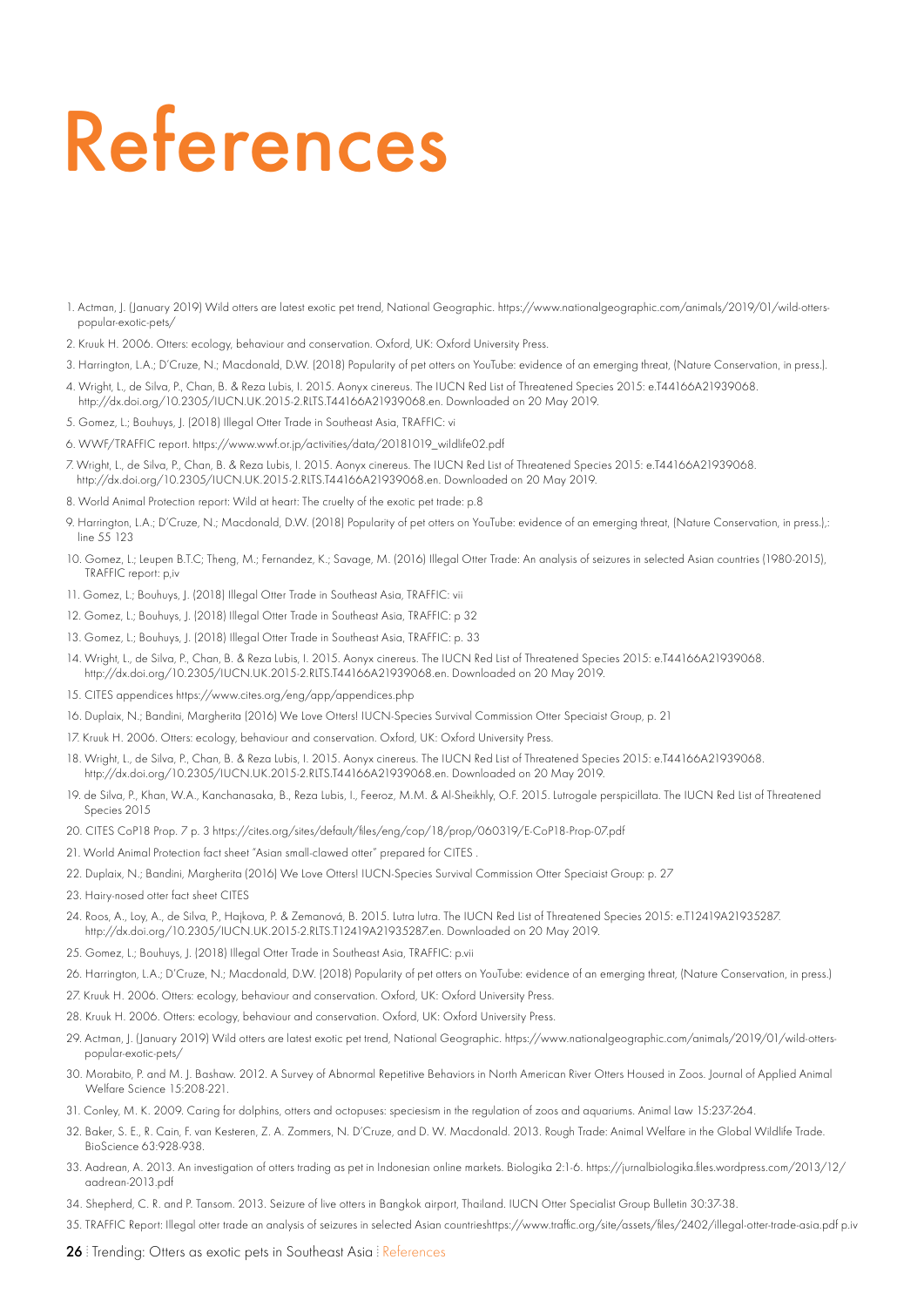# References

1. Actman, J. (January 2019) Wild otters are latest exotic pet trend, National Geographic. https://www.nationalgeographic.com/animals/2019/01/wild-otters-popular-exotic-pets/
2. Kruuk H. 2006. Otters: ecology, behaviour and conservation. Oxford, UK: Oxford University Press.
3. Harrington, L.A.; D'Cruze, N.; Macdonald, D.W. (2018) Popularity of pet otters on YouTube: evidence of an emerging threat, (Nature Conservation, in press.).
4. Wright, L., de Silva, P., Chan, B. & Reza Lubis, I. 2015. Aonyx cinereus. The IUCN Red List of Threatened Species 2015: e.T44166A21939068. http://dx.doi.org/10.2305/IUCN.UK.2015-2.RLTS.T44166A21939068.en. Downloaded on 20 May 2019.
5. Gomez, L.; Bouhuys, J. (2018) Illegal Otter Trade in Southeast Asia, TRAFFIC: vi
6. WWF/TRAFFIC report. https://www.wwf.or.jp/activities/data/20181019_wildlife02.pdf
7. Wright, L., de Silva, P., Chan, B. & Reza Lubis, I. 2015. Aonyx cinereus. The IUCN Red List of Threatened Species 2015: e.T44166A21939068. http://dx.doi.org/10.2305/IUCN.UK.2015-2.RLTS.T44166A21939068.en. Downloaded on 20 May 2019.
8. World Animal Protection report: Wild at heart: The cruelty of the exotic pet trade: p.8
9. Harrington, L.A.; D'Cruze, N.; Macdonald, D.W. (2018) Popularity of pet otters on YouTube: evidence of an emerging threat, (Nature Conservation, in press.),: line 55 123
10. Gomez, L.; Leupen B.T.C; Theng, M.; Fernandez, K.; Savage, M. (2016) Illegal Otter Trade: An analysis of seizures in selected Asian countries (1980-2015), TRAFFIC report: p,iv
11. Gomez, L.; Bouhuys, J. (2018) Illegal Otter Trade in Southeast Asia, TRAFFIC: vii
12. Gomez, L.; Bouhuys, J. (2018) Illegal Otter Trade in Southeast Asia, TRAFFIC: p 32
13. Gomez, L.; Bouhuys, J. (2018) Illegal Otter Trade in Southeast Asia, TRAFFIC: p. 33
14. Wright, L., de Silva, P., Chan, B. & Reza Lubis, I. 2015. Aonyx cinereus. The IUCN Red List of Threatened Species 2015: e.T44166A21939068. http://dx.doi.org/10.2305/IUCN.UK.2015-2.RLTS.T44166A21939068.en. Downloaded on 20 May 2019.
15. CITES appendices https://www.cites.org/eng/app/appendices.php
16. Duplaix, N.; Bandini, Margherita (2016) We Love Otters! IUCN-Species Survival Commission Otter Speciaist Group, p. 21
17. Kruuk H. 2006. Otters: ecology, behaviour and conservation. Oxford, UK: Oxford University Press.
18. Wright, L., de Silva, P., Chan, B. & Reza Lubis, I. 2015. Aonyx cinereus. The IUCN Red List of Threatened Species 2015: e.T44166A21939068. http://dx.doi.org/10.2305/IUCN.UK.2015-2.RLTS.T44166A21939068.en. Downloaded on 20 May 2019.
19. de Silva, P., Khan, W.A., Kanchanasaka, B., Reza Lubis, I., Feeroz, M.M. & Al-Sheikhly, O.F. 2015. Lutrogale perspicillata. The IUCN Red List of Threatened Species 2015
20. CITES CoP18 Prop. 7 p. 3 https://cites.org/sites/default/files/eng/cop/18/prop/060319/E-CoP18-Prop-07.pdf
21. World Animal Protection fact sheet "Asian small-clawed otter" prepared for CITES .
22. Duplaix, N.; Bandini, Margherita (2016) We Love Otters! IUCN-Species Survival Commission Otter Speciaist Group: p. 27
23. Hairy-nosed otter fact sheet CITES
24. Roos, A., Loy, A., de Silva, P., Hajkova, P. & Zemanová, B. 2015. Lutra lutra. The IUCN Red List of Threatened Species 2015: e.T12419A21935287. http://dx.doi.org/10.2305/IUCN.UK.2015-2.RLTS.T12419A21935287.en. Downloaded on 20 May 2019.
25. Gomez, L.; Bouhuys, J. (2018) Illegal Otter Trade in Southeast Asia, TRAFFIC: p.vii
26. Harrington, L.A.; D'Cruze, N.; Macdonald, D.W. (2018) Popularity of pet otters on YouTube: evidence of an emerging threat, (Nature Conservation, in press.)
27. Kruuk H. 2006. Otters: ecology, behaviour and conservation. Oxford, UK: Oxford University Press.
28. Kruuk H. 2006. Otters: ecology, behaviour and conservation. Oxford, UK: Oxford University Press.
29. Actman, J. (January 2019) Wild otters are latest exotic pet trend, National Geographic. https://www.nationalgeographic.com/animals/2019/01/wild-otters-popular-exotic-pets/
30. Morabito, P. and M. J. Bashaw. 2012. A Survey of Abnormal Repetitive Behaviors in North American River Otters Housed in Zoos. Journal of Applied Animal Welfare Science 15:208-221.
31. Conley, M. K. 2009. Caring for dolphins, otters and octopuses: speciesism in the regulation of zoos and aquariums. Animal Law 15:237-264.
32. Baker, S. E., R. Cain, F. van Kesteren, Z. A. Zommers, N. D'Cruze, and D. W. Macdonald. 2013. Rough Trade: Animal Welfare in the Global Wildlife Trade. BioScience 63:928-938.
33. Aadrean, A. 2013. An investigation of otters trading as pet in Indonesian online markets. Biologika 2:1-6. https://jurnalbiologika.files.wordpress.com/2013/12/aadrean-2013.pdf
34. Shepherd, C. R. and P. Tansom. 2013. Seizure of live otters in Bangkok airport, Thailand. IUCN Otter Specialist Group Bulletin 30:37-38.
35. TRAFFIC Report: Illegal otter trade an analysis of seizures in selected Asian countrieshttps://www.traffic.org/site/assets/files/2402/illegal-otter-trade-asia.pdf p.iv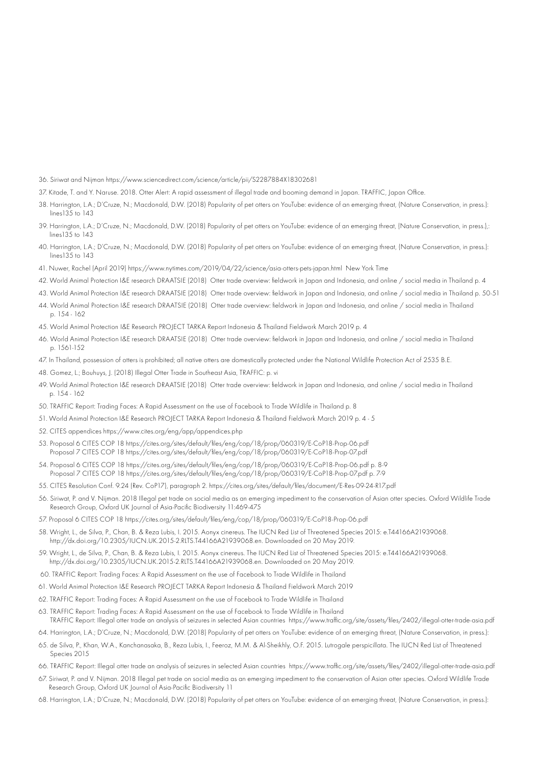36. Siriwat and Nijman https://www.sciencedirect.com/science/article/pii/S2287884X18302681

37. Kitade, T. and Y. Naruse. 2018. Otter Alert: A rapid assessment of illegal trade and booming demand in Japan. TRAFFIC, Japan Office.

38. Harrington, L.A.; D'Cruze, N.; Macdonald, D.W. (2018) Popularity of pet otters on YouTube: evidence of an emerging threat, (Nature Conservation, in press.): lines135 to 143

39. Harrington, L.A.; D'Cruze, N.; Macdonald, D.W. (2018) Popularity of pet otters on YouTube: evidence of an emerging threat, (Nature Conservation, in press.),: lines135 to 143

40. Harrington, L.A.; D'Cruze, N.; Macdonald, D.W. (2018) Popularity of pet otters on YouTube: evidence of an emerging threat, (Nature Conservation, in press.): lines135 to 143

41. Nuwer, Rachel (April 2019) https://www.nytimes.com/2019/04/22/science/asia-otters-pets-japan.html New York Time

42. World Animal Protection I&E research DRAATSIE (2018) Otter trade overview: fieldwork in Japan and Indonesia, and online / social media in Thailand p. 4

43. World Animal Protection I&E research DRAATSIE (2018) Otter trade overview: fieldwork in Japan and Indonesia, and online / social media in Thailand p. 50-51

44. World Animal Protection I&E research DRAATSIE (2018) Otter trade overview: fieldwork in Japan and Indonesia, and online / social media in Thailand p. 154 - 162

45. World Animal Protection I&E Research PROJECT TARKA Report Indonesia & Thailand Fieldwork March 2019 p. 4

46. World Animal Protection I&E research DRAATSIE (2018) Otter trade overview: fieldwork in Japan and Indonesia, and online / social media in Thailand p. 1561-152

47. In Thailand, possession of otters is prohibited; all native otters are domestically protected under the National Wildlife Protection Act of 2535 B.E.

48. Gomez, L.; Bouhuys, J. (2018) Illegal Otter Trade in Southeast Asia, TRAFFIC: p. vi

49. World Animal Protection I&E research DRAATSIE (2018) Otter trade overview: fieldwork in Japan and Indonesia, and online / social media in Thailand p. 154 - 162

50. TRAFFIC Report: Trading Faces: A Rapid Assessment on the use of Facebook to Trade Wildlife in Thailand p. 8

51. World Animal Protection I&E Research PROJECT TARKA Report Indonesia & Thailand Fieldwork March 2019 p. 4 - 5

52. CITES appendices https://www.cites.org/eng/app/appendices.php

53. Proposal 6 CITES COP 18 https://cites.org/sites/default/files/eng/cop/18/prop/060319/E-CoP18-Prop-06.pdf
    Proposal 7 CITES COP 18 https://cites.org/sites/default/files/eng/cop/18/prop/060319/E-CoP18-Prop-07.pdf

54. Proposal 6 CITES COP 18 https://cites.org/sites/default/files/eng/cop/18/prop/060319/E-CoP18-Prop-06.pdf p. 8-9
    Proposal 7 CITES COP 18 https://cites.org/sites/default/files/eng/cop/18/prop/060319/E-CoP18-Prop-07.pdf p. 7-9

55. CITES Resolution Conf. 9.24 (Rev. CoP17), paragraph 2. https://cites.org/sites/default/files/document/E-Res-09-24-R17.pdf

56. Siriwat, P. and V. Nijman. 2018 Illegal pet trade on social media as an emerging impediment to the conservation of Asian otter species. Oxford Wildlife Trade Research Group, Oxford UK Journal of Asia-Pacific Biodiversity 11:469-475

57. Proposal 6 CITES COP 18 https://cites.org/sites/default/files/eng/cop/18/prop/060319/E-CoP18-Prop-06.pdf

58. Wright, L., de Silva, P., Chan, B. & Reza Lubis, I. 2015. Aonyx cinereus. The IUCN Red List of Threatened Species 2015: e.T44166A21939068. http://dx.doi.org/10.2305/IUCN.UK.2015-2.RLTS.T44166A21939068.en. Downloaded on 20 May 2019.

59. Wright, L., de Silva, P., Chan, B. & Reza Lubis, I. 2015. Aonyx cinereus. The IUCN Red List of Threatened Species 2015: e.T44166A21939068. http://dx.doi.org/10.2305/IUCN.UK.2015-2.RLTS.T44166A21939068.en. Downloaded on 20 May 2019.

60. TRAFFIC Report: Trading Faces: A Rapid Assessment on the use of Facebook to Trade Wildlife in Thailand

61. World Animal Protection I&E Research PROJECT TARKA Report Indonesia & Thailand Fieldwork March 2019

62. TRAFFIC Report: Trading Faces: A Rapid Assessment on the use of Facebook to Trade Wildlife in Thailand

63. TRAFFIC Report: Trading Faces: A Rapid Assessment on the use of Facebook to Trade Wildlife in Thailand
    TRAFFIC Report: Illegal otter trade an analysis of seizures in selected Asian countries https://www.traffic.org/site/assets/files/2402/illegal-otter-trade-asia.pdf

64. Harrington, L.A.; D'Cruze, N.; Macdonald, D.W. (2018) Popularity of pet otters on YouTube: evidence of an emerging threat, (Nature Conservation, in press.):

65. de Silva, P., Khan, W.A., Kanchanasaka, B., Reza Lubis, I., Feeroz, M.M. & Al-Sheikhly, O.F. 2015. Lutrogale perspicillata. The IUCN Red List of Threatened Species 2015

66. TRAFFIC Report: Illegal otter trade an analysis of seizures in selected Asian countries https://www.traffic.org/site/assets/files/2402/illegal-otter-trade-asia.pdf

67. Siriwat, P. and V. Nijman. 2018 Illegal pet trade on social media as an emerging impediment to the conservation of Asian otter species. Oxford Wildlife Trade Research Group, Oxford UK Journal of Asia-Pacific Biodiversity 11

68. Harrington, L.A.; D'Cruze, N.; Macdonald, D.W. (2018) Popularity of pet otters on YouTube: evidence of an emerging threat, (Nature Conservation, in press.):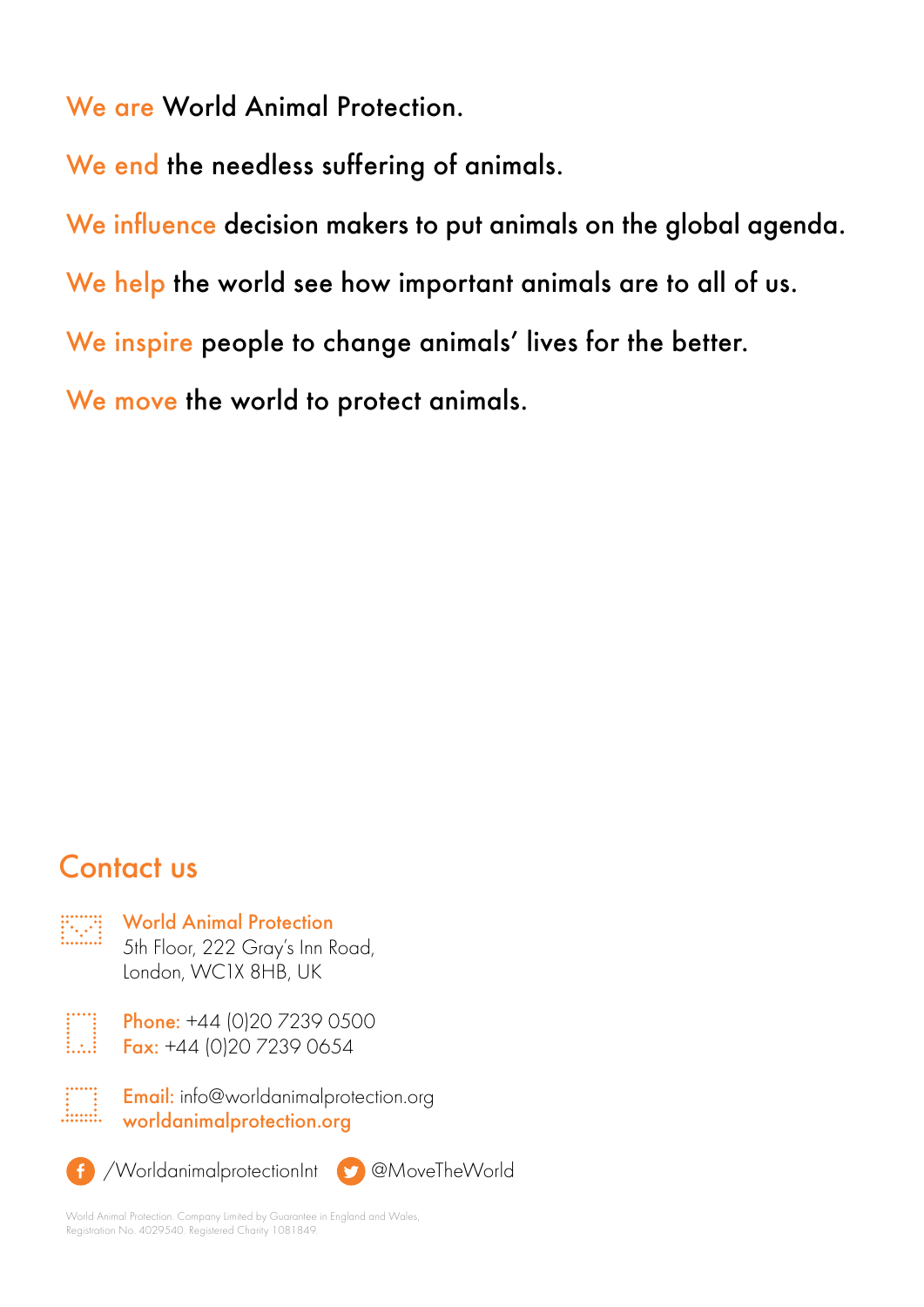We are World Animal Protection.

We end the needless suffering of animals.

We influence decision makers to put animals on the global agenda.

We help the world see how important animals are to all of us.

We inspire people to change animals' lives for the better.

We move the world to protect animals.

## Contact us

**World Animal Protection**
5th Floor, 222 Gray's Inn Road,
London, WC1X 8HB, UK

**Phone:** +44 (0)20 7239 0500
**Fax:** +44 (0)20 7239 0654

**Email:** info@worldanimalprotection.org
**worldanimalprotection.org**

/WorldanimalprotectionInt @MoveTheWorld

World Animal Protection. Company Limited by Guarantee in England and Wales, Registration No. 4029540. Registered Charity 1081849.